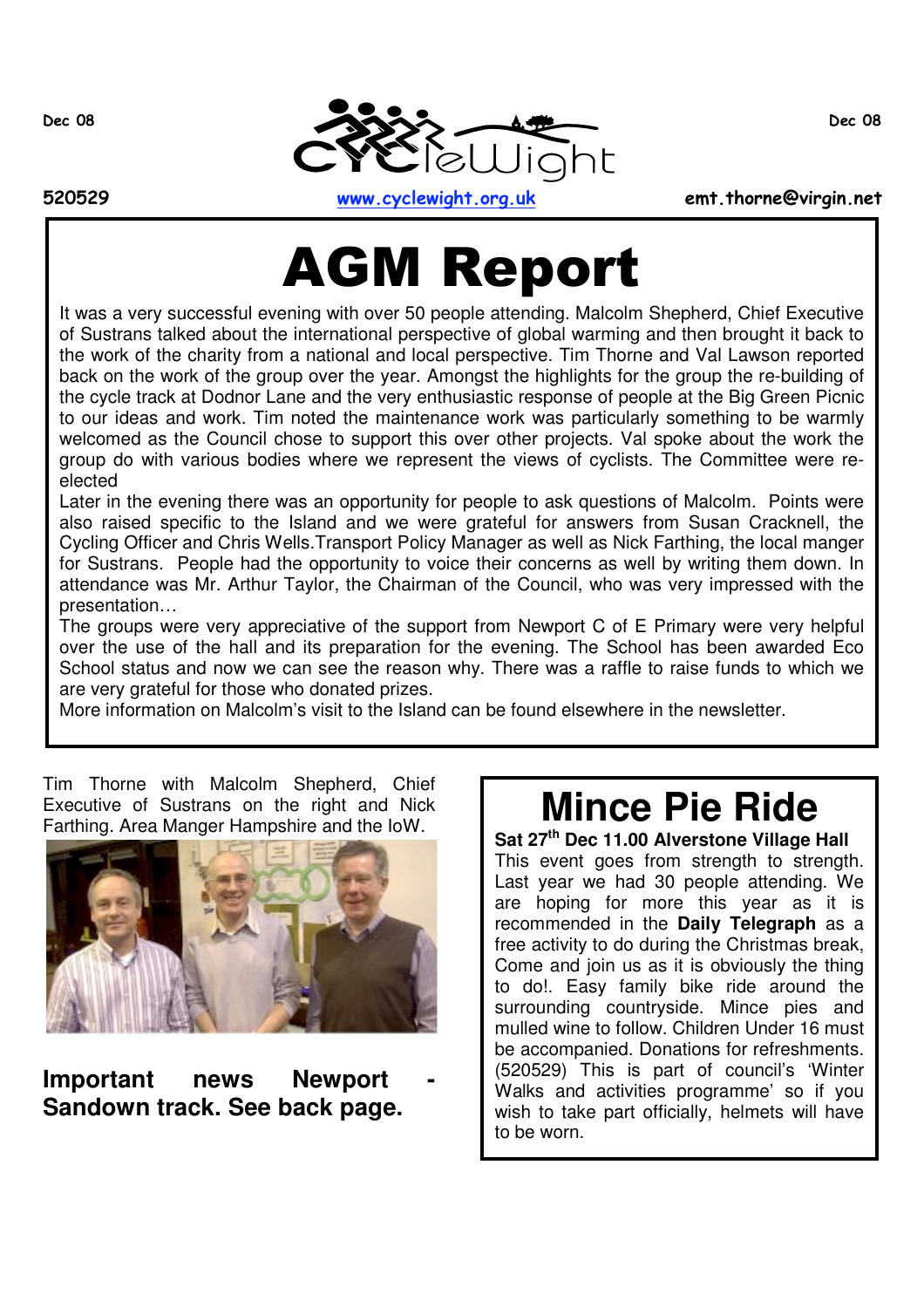Dec 08 | 520529 | www.cyclewight.org.uk | emt.thorne@virgin.net

# AGM Report

It was a very successful evening with over 50 people attending. Malcolm Shepherd, Chief Executive of Sustrans talked about the international perspective of global warming and then brought it back to the work of the charity from a national and local perspective. Tim Thorne and Val Lawson reported back on the work of the group over the year. Amongst the highlights for the group the re-building of the cycle track at Dodnor Lane and the very enthusiastic response of people at the Big Green Picnic to our ideas and work. Tim noted the maintenance work was particularly something to be warmly welcomed as the Council chose to support this over other projects. Val spoke about the work the group do with various bodies where we represent the views of cyclists. The Committee were re-elected

Later in the evening there was an opportunity for people to ask questions of Malcolm. Points were also raised specific to the Island and we were grateful for answers from Susan Cracknell, the Cycling Officer and Chris Wells.Transport Policy Manager as well as Nick Farthing, the local manger for Sustrans. People had the opportunity to voice their concerns as well by writing them down. In attendance was Mr. Arthur Taylor, the Chairman of the Council, who was very impressed with the presentation…

The groups were very appreciative of the support from Newport C of E Primary were very helpful over the use of the hall and its preparation for the evening. The School has been awarded Eco School status and now we can see the reason why. There was a raffle to raise funds to which we are very grateful for those who donated prizes.

More information on Malcolm's visit to the Island can be found elsewhere in the newsletter.

Tim Thorne with Malcolm Shepherd, Chief Executive of Sustrans on the right and Nick Farthing. Area Manger Hampshire and the IoW.

**Important news Newport - Sandown track. See back page.**

# Mince Pie Ride

**Sat 27th Dec 11.00 Alverstone Village Hall**

This event goes from strength to strength. Last year we had 30 people attending. We are hoping for more this year as it is recommended in the **Daily Telegraph** as a free activity to do during the Christmas break, Come and join us as it is obviously the thing to do!. Easy family bike ride around the surrounding countryside. Mince pies and mulled wine to follow. Children Under 16 must be accompanied. Donations for refreshments. (520529) This is part of council's 'Winter Walks and activities programme' so if you wish to take part officially, helmets will have to be worn.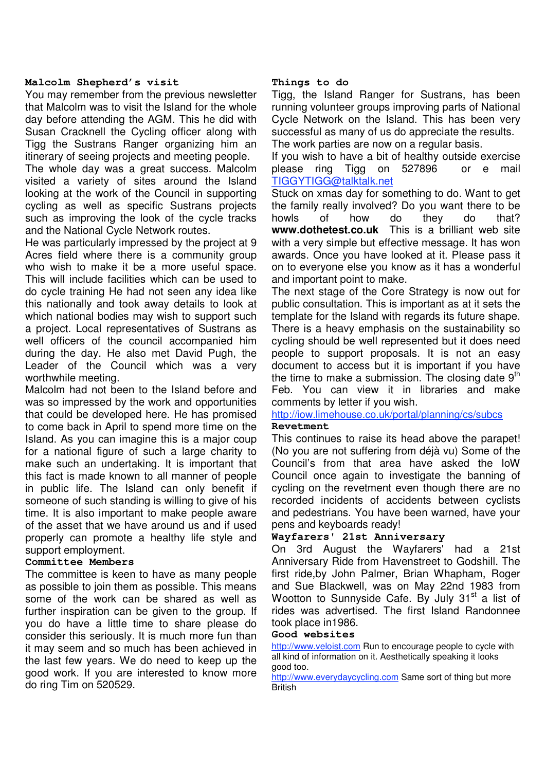### Malcolm Shepherd's visit

You may remember from the previous newsletter that Malcolm was to visit the Island for the whole day before attending the AGM. This he did with Susan Cracknell the Cycling officer along with Tigg the Sustrans Ranger organizing him an itinerary of seeing projects and meeting people.

The whole day was a great success. Malcolm visited a variety of sites around the Island looking at the work of the Council in supporting cycling as well as specific Sustrans projects such as improving the look of the cycle tracks and the National Cycle Network routes.

He was particularly impressed by the project at 9 Acres field where there is a community group who wish to make it be a more useful space. This will include facilities which can be used to do cycle training He had not seen any idea like this nationally and took away details to look at which national bodies may wish to support such a project. Local representatives of Sustrans as well officers of the council accompanied him during the day. He also met David Pugh, the Leader of the Council which was a very worthwhile meeting.

Malcolm had not been to the Island before and was so impressed by the work and opportunities that could be developed here. He has promised to come back in April to spend more time on the Island. As you can imagine this is a major coup for a national figure of such a large charity to make such an undertaking. It is important that this fact is made known to all manner of people in public life. The Island can only benefit if someone of such standing is willing to give of his time. It is also important to make people aware of the asset that we have around us and if used properly can promote a healthy life style and support employment.

### Committee Members

The committee is keen to have as many people as possible to join them as possible. This means some of the work can be shared as well as further inspiration can be given to the group. If you do have a little time to share please do consider this seriously. It is much more fun than it may seem and so much has been achieved in the last few years. We do need to keep up the good work. If you are interested to know more do ring Tim on 520529.

### Things to do

Tigg, the Island Ranger for Sustrans, has been running volunteer groups improving parts of National Cycle Network on the Island. This has been very successful as many of us do appreciate the results. The work parties are now on a regular basis.

If you wish to have a bit of healthy outside exercise please ring Tigg on 527896 or e mail TIGGYTIGG@talktalk.net

Stuck on xmas day for something to do. Want to get the family really involved? Do you want there to be howls of how do they do that? **www.dothetest.co.uk** This is a brilliant web site with a very simple but effective message. It has won awards. Once you have looked at it. Please pass it on to everyone else you know as it has a wonderful and important point to make.

The next stage of the Core Strategy is now out for public consultation. This is important as at it sets the template for the Island with regards its future shape. There is a heavy emphasis on the sustainability so cycling should be well represented but it does need people to support proposals. It is not an easy document to access but it is important if you have the time to make a submission. The closing date 9th Feb. You can view it in libraries and make comments by letter if you wish.

http://iow.limehouse.co.uk/portal/planning/cs/subcs

### Revetment

This continues to raise its head above the parapet! (No you are not suffering from déjà vu) Some of the Council's from that area have asked the IoW Council once again to investigate the banning of cycling on the revetment even though there are no recorded incidents of accidents between cyclists and pedestrians. You have been warned, have your pens and keyboards ready!

### Wayfarers' 21st Anniversary

On 3rd August the Wayfarers' had a 21st Anniversary Ride from Havenstreet to Godshill. The first ride,by John Palmer, Brian Whapham, Roger and Sue Blackwell, was on May 22nd 1983 from Wootton to Sunnyside Cafe. By July 31st a list of rides was advertised. The first Island Randonnee took place in1986.

### Good websites

http://www.veloist.com Run to encourage people to cycle with all kind of information on it. Aesthetically speaking it looks good too.

http://www.everydaycycling.com Same sort of thing but more British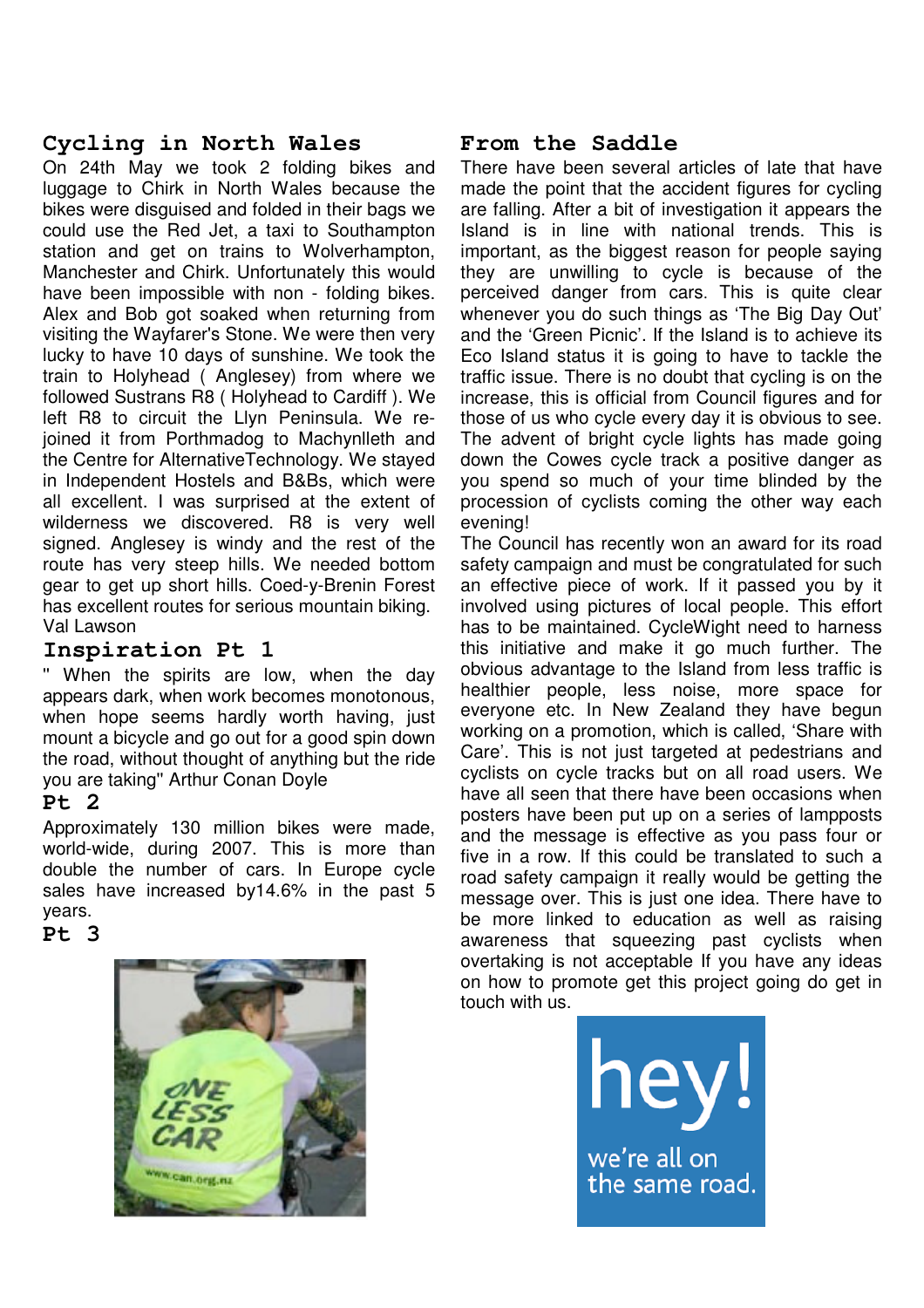## Cycling in North Wales

On 24th May we took 2 folding bikes and luggage to Chirk in North Wales because the bikes were disguised and folded in their bags we could use the Red Jet, a taxi to Southampton station and get on trains to Wolverhampton, Manchester and Chirk. Unfortunately this would have been impossible with non - folding bikes. Alex and Bob got soaked when returning from visiting the Wayfarer's Stone. We were then very lucky to have 10 days of sunshine. We took the train to Holyhead ( Anglesey) from where we followed Sustrans R8 ( Holyhead to Cardiff ). We left R8 to circuit the Llyn Peninsula. We re-joined it from Porthmadog to Machynlleth and the Centre for AlternativeTechnology. We stayed in Independent Hostels and B&Bs, which were all excellent. I was surprised at the extent of wilderness we discovered. R8 is very well signed. Anglesey is windy and the rest of the route has very steep hills. We needed bottom gear to get up short hills. Coed-y-Brenin Forest has excellent routes for serious mountain biking.

Val Lawson

## Inspiration Pt 1

" When the spirits are low, when the day appears dark, when work becomes monotonous, when hope seems hardly worth having, just mount a bicycle and go out for a good spin down the road, without thought of anything but the ride you are taking" Arthur Conan Doyle

## Pt 2

Approximately 130 million bikes were made, world-wide, during 2007. This is more than double the number of cars. In Europe cycle sales have increased by14.6% in the past 5 years.

## Pt 3

## From the Saddle

There have been several articles of late that have made the point that the accident figures for cycling are falling. After a bit of investigation it appears the Island is in line with national trends. This is important, as the biggest reason for people saying they are unwilling to cycle is because of the perceived danger from cars. This is quite clear whenever you do such things as 'The Big Day Out' and the 'Green Picnic'. If the Island is to achieve its Eco Island status it is going to have to tackle the traffic issue. There is no doubt that cycling is on the increase, this is official from Council figures and for those of us who cycle every day it is obvious to see. The advent of bright cycle lights has made going down the Cowes cycle track a positive danger as you spend so much of your time blinded by the procession of cyclists coming the other way each evening!

The Council has recently won an award for its road safety campaign and must be congratulated for such an effective piece of work. If it passed you by it involved using pictures of local people. This effort has to be maintained. CycleWight need to harness this initiative and make it go much further. The obvious advantage to the Island from less traffic is healthier people, less noise, more space for everyone etc. In New Zealand they have begun working on a promotion, which is called, 'Share with Care'. This is not just targeted at pedestrians and cyclists on cycle tracks but on all road users. We have all seen that there have been occasions when posters have been put up on a series of lampposts and the message is effective as you pass four or five in a row. If this could be translated to such a road safety campaign it really would be getting the message over. This is just one idea. There have to be more linked to education as well as raising awareness that squeezing past cyclists when overtaking is not acceptable If you have any ideas on how to promote get this project going do get in touch with us.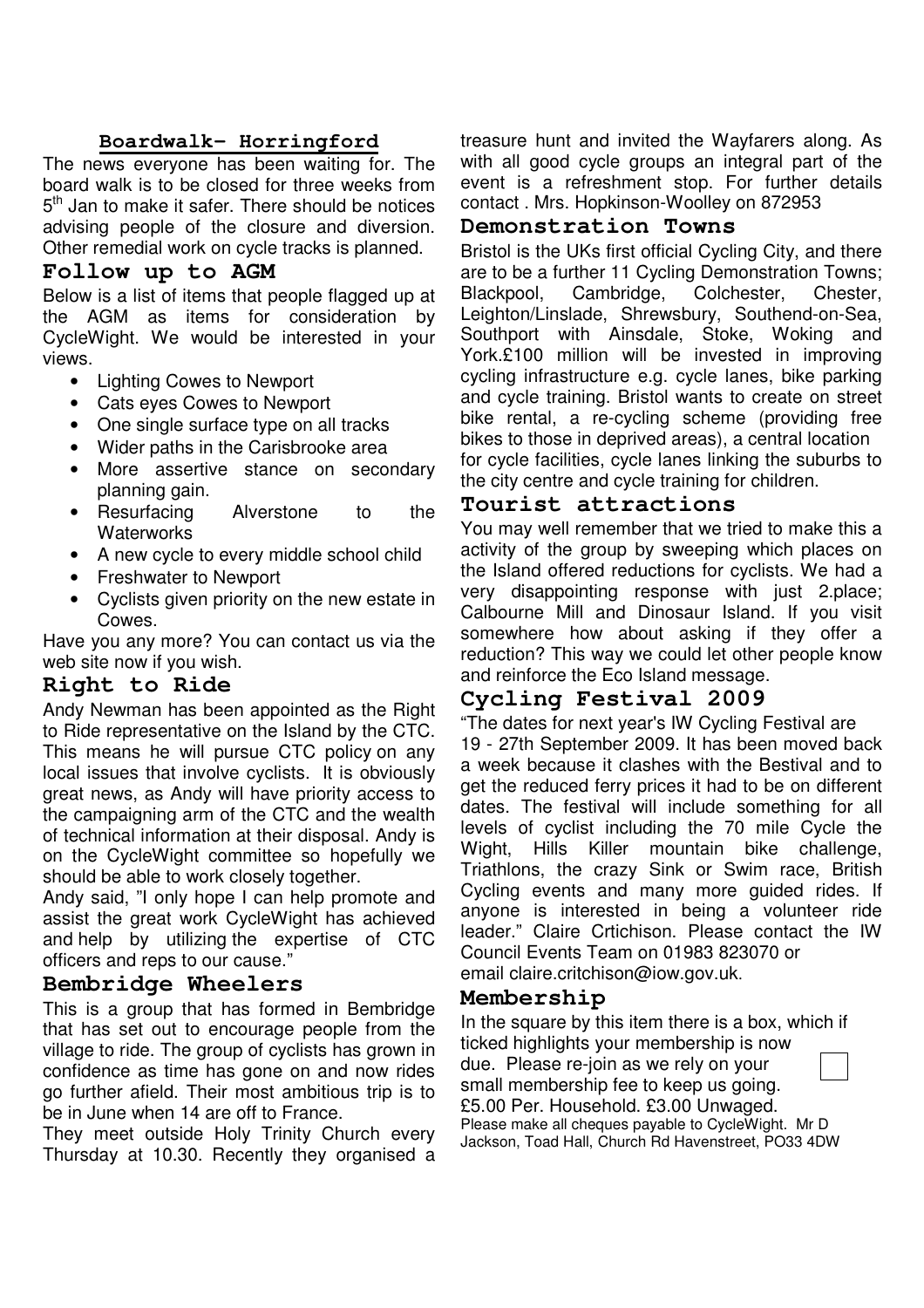## Boardwalk- Horringford

The news everyone has been waiting for. The board walk is to be closed for three weeks from 5th Jan to make it safer. There should be notices advising people of the closure and diversion. Other remedial work on cycle tracks is planned.

## Follow up to AGM

Below is a list of items that people flagged up at the AGM as items for consideration by CycleWight. We would be interested in your views.

- Lighting Cowes to Newport
- Cats eyes Cowes to Newport
- One single surface type on all tracks
- Wider paths in the Carisbrooke area
- More assertive stance on secondary planning gain.
- Resurfacing Alverstone to the Waterworks
- A new cycle to every middle school child
- Freshwater to Newport
- Cyclists given priority on the new estate in Cowes.

Have you any more? You can contact us via the web site now if you wish.

## Right to Ride

Andy Newman has been appointed as the Right to Ride representative on the Island by the CTC. This means he will pursue CTC policy on any local issues that involve cyclists. It is obviously great news, as Andy will have priority access to the campaigning arm of the CTC and the wealth of technical information at their disposal. Andy is on the CycleWight committee so hopefully we should be able to work closely together.

Andy said, "I only hope I can help promote and assist the great work CycleWight has achieved and help by utilizing the expertise of CTC officers and reps to our cause."

## Bembridge Wheelers

This is a group that has formed in Bembridge that has set out to encourage people from the village to ride. The group of cyclists has grown in confidence as time has gone on and now rides go further afield. Their most ambitious trip is to be in June when 14 are off to France.

They meet outside Holy Trinity Church every Thursday at 10.30. Recently they organised a treasure hunt and invited the Wayfarers along. As with all good cycle groups an integral part of the event is a refreshment stop. For further details contact . Mrs. Hopkinson-Woolley on 872953

## Demonstration Towns

Bristol is the UKs first official Cycling City, and there are to be a further 11 Cycling Demonstration Towns; Blackpool, Cambridge, Colchester, Chester, Leighton/Linslade, Shrewsbury, Southend-on-Sea, Southport with Ainsdale, Stoke, Woking and York.£100 million will be invested in improving cycling infrastructure e.g. cycle lanes, bike parking and cycle training. Bristol wants to create on street bike rental, a re-cycling scheme (providing free bikes to those in deprived areas), a central location for cycle facilities, cycle lanes linking the suburbs to the city centre and cycle training for children.

## Tourist attractions

You may well remember that we tried to make this a activity of the group by sweeping which places on the Island offered reductions for cyclists. We had a very disappointing response with just 2.place; Calbourne Mill and Dinosaur Island. If you visit somewhere how about asking if they offer a reduction? This way we could let other people know and reinforce the Eco Island message.

## Cycling Festival 2009

"The dates for next year's IW Cycling Festival are 19 - 27th September 2009. It has been moved back a week because it clashes with the Bestival and to get the reduced ferry prices it had to be on different dates. The festival will include something for all levels of cyclist including the 70 mile Cycle the Wight, Hills Killer mountain bike challenge, Triathlons, the crazy Sink or Swim race, British Cycling events and many more guided rides. If anyone is interested in being a volunteer ride leader." Claire Crtichison. Please contact the IW Council Events Team on 01983 823070 or email claire.critchison@iow.gov.uk.

## Membership

In the square by this item there is a box, which if ticked highlights your membership is now due. Please re-join as we rely on your small membership fee to keep us going.

£5.00 Per. Household. £3.00 Unwaged.

Please make all cheques payable to CycleWight. Mr D Jackson, Toad Hall, Church Rd Havenstreet, PO33 4DW